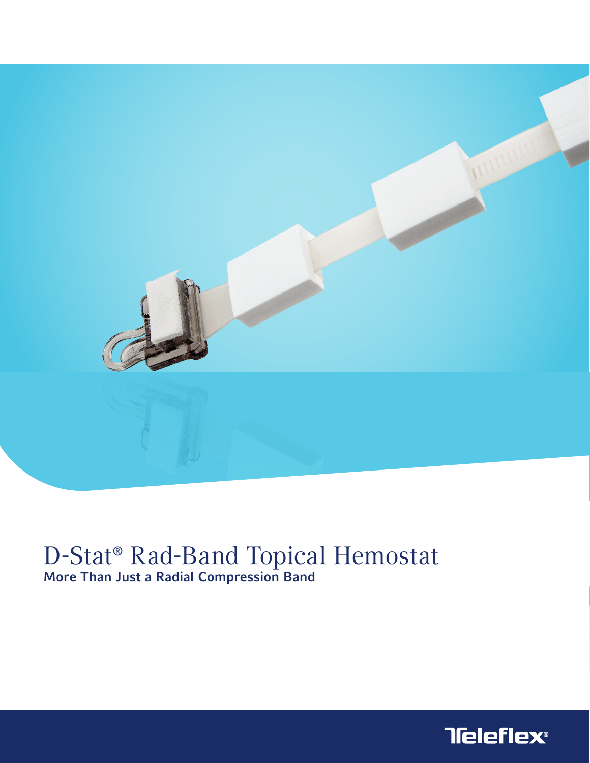# D-Stat® Rad-Band Topical Hemostat

**More Than Just a Radial Compression Band**

Teleflex®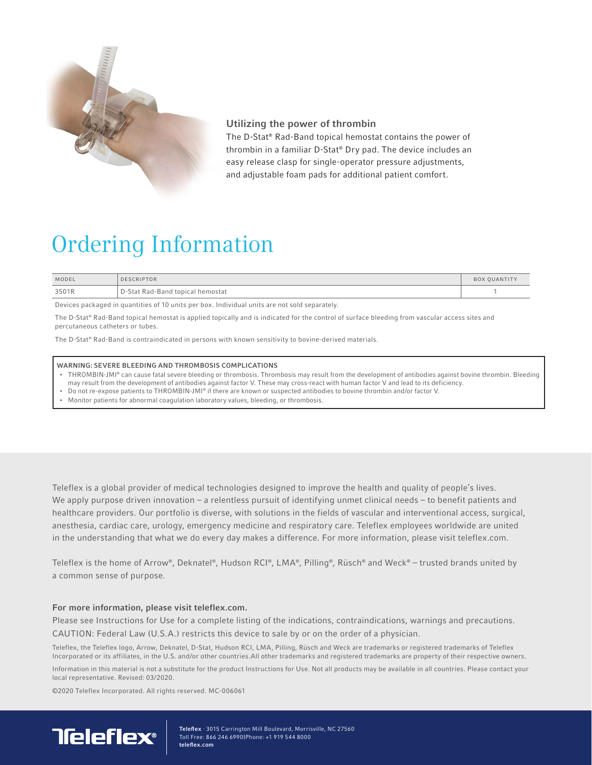### Utilizing the power of thrombin

The D-Stat® Rad-Band topical hemostat contains the power of thrombin in a familiar D-Stat® Dry pad. The device includes an easy release clasp for single-operator pressure adjustments, and adjustable foam pads for additional patient comfort.

# Ordering Information

| MODEL | DESCRIPTOR | BOX QUANTITY |
| --- | --- | --- |
| 3501R | D-Stat Rad-Band topical hemostat | 1 |

Devices packaged in quantities of 10 units per box. Individual units are not sold separately.

The D-Stat® Rad-Band topical hemostat is applied topically and is indicated for the control of surface bleeding from vascular access sites and percutaneous catheters or tubes.

The D-Stat® Rad-Band is contraindicated in persons with known sensitivity to bovine-derived materials.

**WARNING: SEVERE BLEEDING AND THROMBOSIS COMPLICATIONS**

- THROMBIN-JMI® can cause fatal severe bleeding or thrombosis. Thrombosis may result from the development of antibodies against bovine thrombin. Bleeding may result from the development of antibodies against factor V. These may cross-react with human factor V and lead to its deficiency.
- Do not re-expose patients to THROMBIN-JMI® if there are known or suspected antibodies to bovine thrombin and/or factor V.
- Monitor patients for abnormal coagulation laboratory values, bleeding, or thrombosis.

Teleflex is a global provider of medical technologies designed to improve the health and quality of people's lives. We apply purpose driven innovation – a relentless pursuit of identifying unmet clinical needs – to benefit patients and healthcare providers. Our portfolio is diverse, with solutions in the fields of vascular and interventional access, surgical, anesthesia, cardiac care, urology, emergency medicine and respiratory care. Teleflex employees worldwide are united in the understanding that what we do every day makes a difference. For more information, please visit teleflex.com.

Teleflex is the home of Arrow®, Deknatel®, Hudson RCI®, LMA®, Pilling®, Rüsch® and Weck® – trusted brands united by a common sense of purpose.

**For more information, please visit teleflex.com.**

Please see Instructions for Use for a complete listing of the indications, contraindications, warnings and precautions.

CAUTION: Federal Law (U.S.A.) restricts this device to sale by or on the order of a physician.

Teleflex, the Teleflex logo, Arrow, Deknatel, D-Stat, Hudson RCI, LMA, Pilling, Rüsch and Weck are trademarks or registered trademarks of Teleflex Incorporated or its affiliates, in the U.S. and/or other countries.All other trademarks and registered trademarks are property of their respective owners.

Information in this material is not a substitute for the product Instructions for Use. Not all products may be available in all countries. Please contact your local representative. Revised: 03/2020.

©2020 Teleflex Incorporated. All rights reserved. MC-006061

**Teleflex** · 3015 Carrington Mill Boulevard, Morrisville, NC 27560
Toll Free: 866 246 6990|Phone: +1 919 544 8000
**teleflex.com**